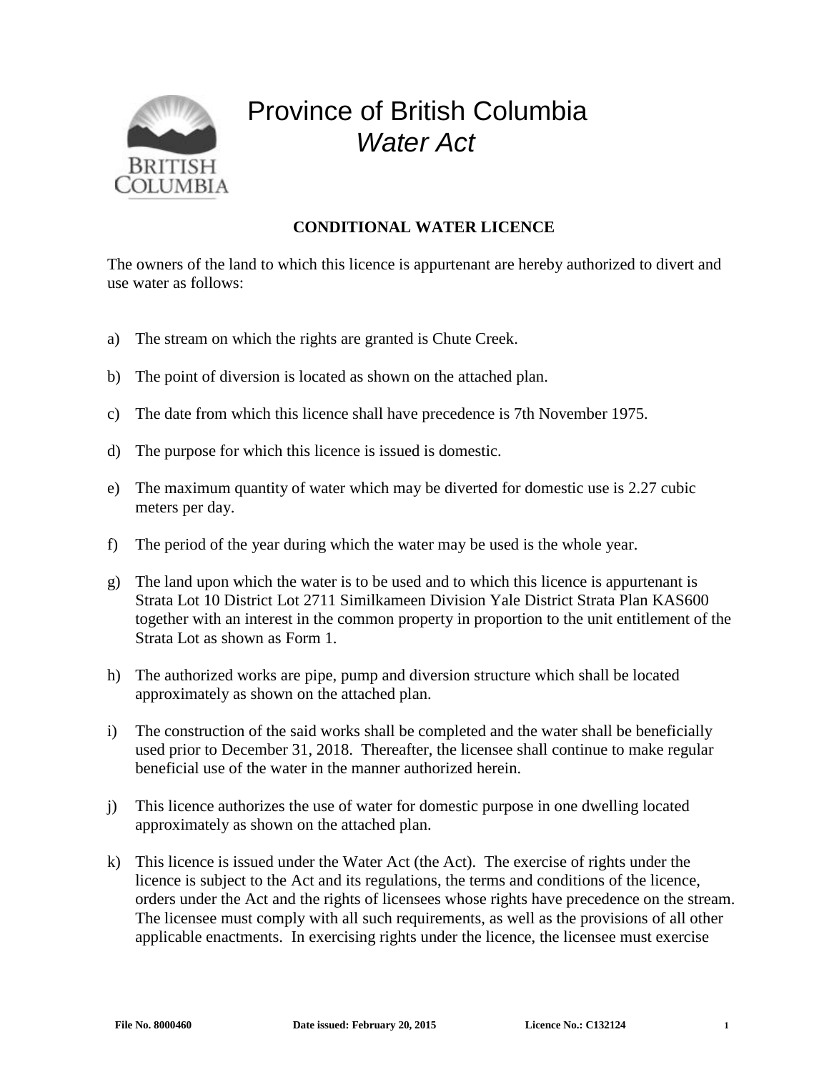# Province of British Columbia

## *Water Act*

**CONDITIONAL WATER LICENCE**

The owners of the land to which this licence is appurtenant are hereby authorized to divert and use water as follows:

a) The stream on which the rights are granted is Chute Creek.

b) The point of diversion is located as shown on the attached plan.

c) The date from which this licence shall have precedence is 7th November 1975.

d) The purpose for which this licence is issued is domestic.

e) The maximum quantity of water which may be diverted for domestic use is 2.27 cubic meters per day.

f) The period of the year during which the water may be used is the whole year.

g) The land upon which the water is to be used and to which this licence is appurtenant is Strata Lot 10 District Lot 2711 Similkameen Division Yale District Strata Plan KAS600 together with an interest in the common property in proportion to the unit entitlement of the Strata Lot as shown as Form 1.

h) The authorized works are pipe, pump and diversion structure which shall be located approximately as shown on the attached plan.

i) The construction of the said works shall be completed and the water shall be beneficially used prior to December 31, 2018. Thereafter, the licensee shall continue to make regular beneficial use of the water in the manner authorized herein.

j) This licence authorizes the use of water for domestic purpose in one dwelling located approximately as shown on the attached plan.

k) This licence is issued under the Water Act (the Act). The exercise of rights under the licence is subject to the Act and its regulations, the terms and conditions of the licence, orders under the Act and the rights of licensees whose rights have precedence on the stream. The licensee must comply with all such requirements, as well as the provisions of all other applicable enactments. In exercising rights under the licence, the licensee must exercise

**File No. 8000460** **Date issued: February 20, 2015** **Licence No.: C132124**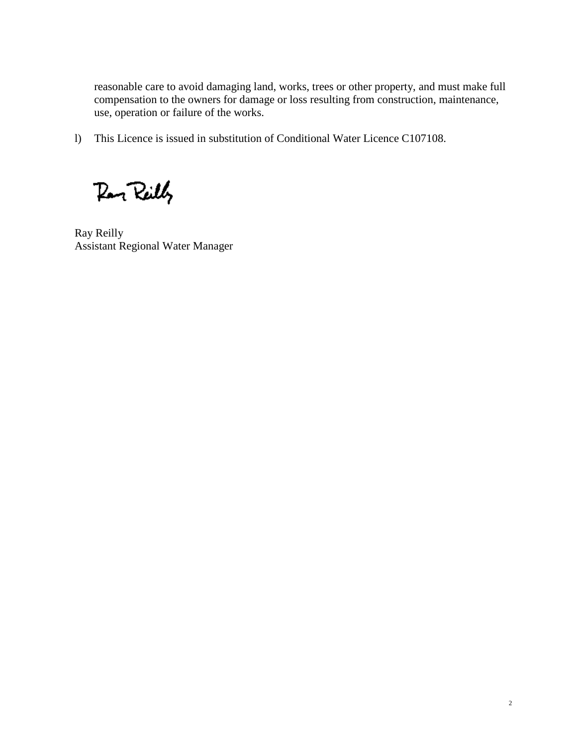reasonable care to avoid damaging land, works, trees or other property, and must make full compensation to the owners for damage or loss resulting from construction, maintenance, use, operation or failure of the works.

l) This Licence is issued in substitution of Conditional Water Licence C107108.

Ray Reilly
Assistant Regional Water Manager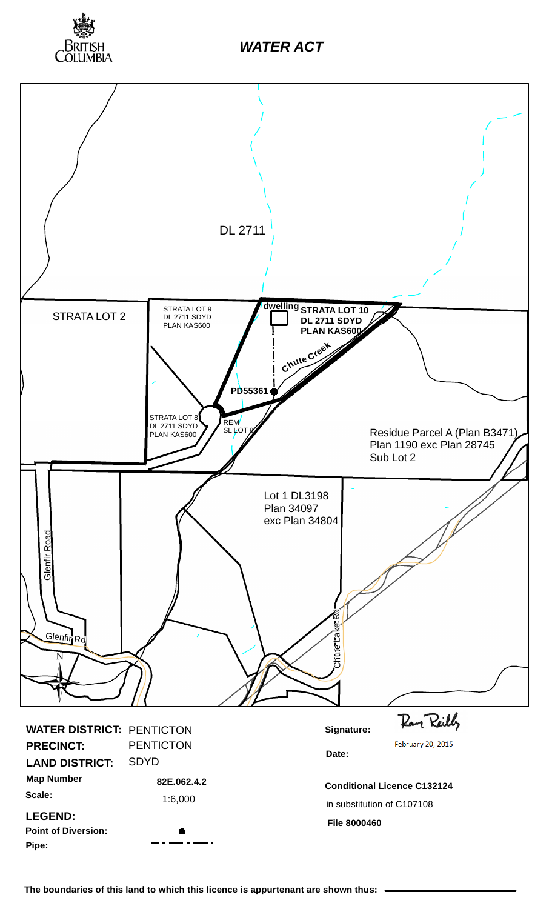BRITISH COLUMBIA

# WATER ACT

DL 2711

STRATA LOT 2

STRATA LOT 9
DL 2711 SDYD
PLAN KAS600

dwelling

STRATA LOT 10
DL 2711 SDYD
PLAN KAS600

Chute Creek

PD55361

STRATA LOT 8
DL 2711 SDYD
PLAN KAS600

REM SL LOT 8

Residue Parcel A (Plan B3471)
Plan 1190 exc Plan 28745
Sub Lot 2

Lot 1 DL3198
Plan 34097
exc Plan 34804

Glenfir Road

Glenfir Rd

Chute Lake Rd

N

**WATER DISTRICT:** PENTICTON

**PRECINCT:** PENTICTON

**LAND DISTRICT:** SDYD

**Map Number** 82E.062.4.2

**Scale:** 1:6,000

**LEGEND:**

**Point of Diversion:** ●

**Pipe:** — - — - —

**Signature:** Ray Reilly

**Date:** February 20, 2015

**Conditional Licence C132124**

in substitution of C107108

**File 8000460**

**The boundaries of this land to which this licence is appurtenant are shown thus:** ———